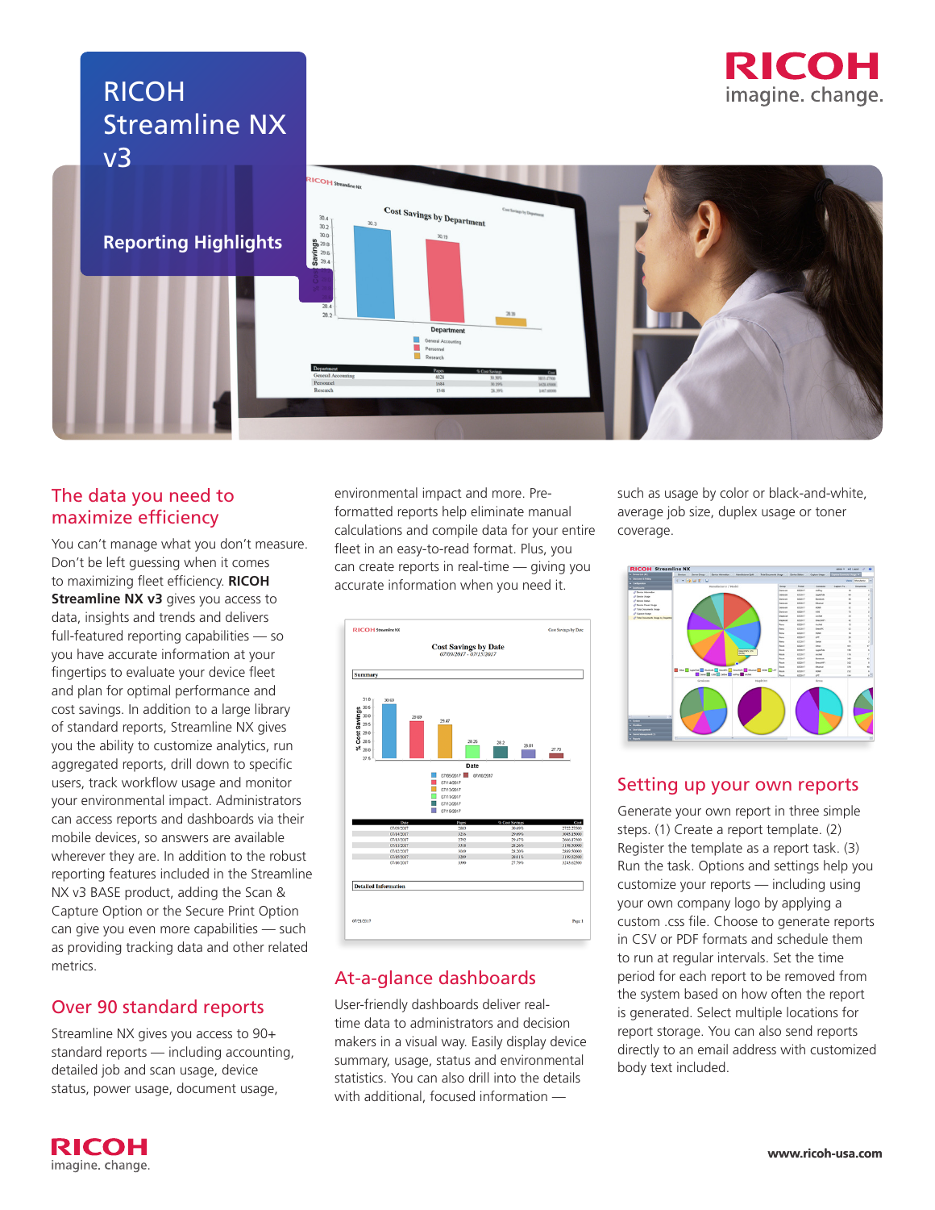# RICOH Streamline NX v3

## Reporting Highlights

## The data you need to maximize efficiency

You can't manage what you don't measure. Don't be left guessing when it comes to maximizing fleet efficiency. **RICOH Streamline NX v3** gives you access to data, insights and trends and delivers full-featured reporting capabilities — so you have accurate information at your fingertips to evaluate your device fleet and plan for optimal performance and cost savings. In addition to a large library of standard reports, Streamline NX gives you the ability to customize analytics, run aggregated reports, drill down to specific users, track workflow usage and monitor your environmental impact. Administrators can access reports and dashboards via their mobile devices, so answers are available wherever they are. In addition to the robust reporting features included in the Streamline NX v3 BASE product, adding the Scan & Capture Option or the Secure Print Option can give you even more capabilities — such as providing tracking data and other related metrics.

## Over 90 standard reports

Streamline NX gives you access to 90+ standard reports — including accounting, detailed job and scan usage, device status, power usage, document usage, environmental impact and more. Pre-formatted reports help eliminate manual calculations and compile data for your entire fleet in an easy-to-read format. Plus, you can create reports in real-time — giving you accurate information when you need it.

## At-a-glance dashboards

User-friendly dashboards deliver real-time data to administrators and decision makers in a visual way. Easily display device summary, usage, status and environmental statistics. You can also drill into the details with additional, focused information — such as usage by color or black-and-white, average job size, duplex usage or toner coverage.

## Setting up your own reports

Generate your own report in three simple steps. (1) Create a report template. (2) Register the template as a report task. (3) Run the task. Options and settings help you customize your reports — including using your own company logo by applying a custom .css file. Choose to generate reports in CSV or PDF formats and schedule them to run at regular intervals. Set the time period for each report to be removed from the system based on how often the report is generated. Select multiple locations for report storage. You can also send reports directly to an email address with customized body text included.

www.ricoh-usa.com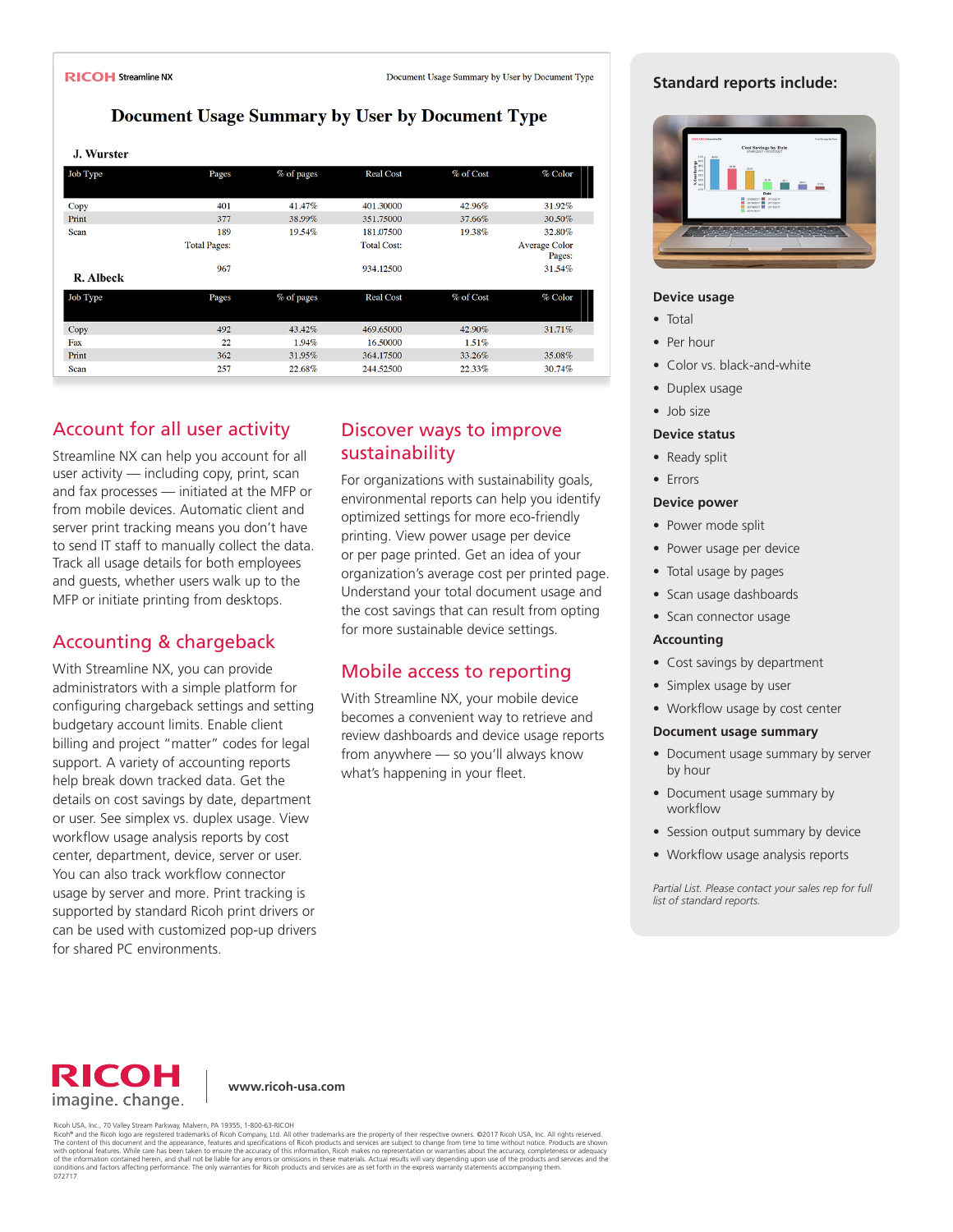RICOH Streamline NX — Document Usage Summary by User by Document Type

# Document Usage Summary by User by Document Type

**J. Wurster**

| Job Type | Pages | % of pages | Real Cost | % of Cost | % Color |
|---|---|---|---|---|---|
| Copy | 401 | 41.47% | 401.30000 | 42.96% | 31.92% |
| Print | 377 | 38.99% | 351.75000 | 37.66% | 30.50% |
| Scan | 189 | 19.54% | 181.07500 | 19.38% | 32.80% |
| | Total Pages: | | Total Cost: | | Average Color Pages: |
| | 967 | | 934.12500 | | 31.54% |

**R. Albeck**

| Job Type | Pages | % of pages | Real Cost | % of Cost | % Color |
|---|---|---|---|---|---|
| Copy | 492 | 43.42% | 469.65000 | 42.90% | 31.71% |
| Fax | 22 | 1.94% | 16.50000 | 1.51% | |
| Print | 362 | 31.95% | 364.17500 | 33.26% | 35.08% |
| Scan | 257 | 22.68% | 244.52500 | 22.33% | 30.74% |

## Account for all user activity

Streamline NX can help you account for all user activity — including copy, print, scan and fax processes — initiated at the MFP or from mobile devices. Automatic client and server print tracking means you don't have to send IT staff to manually collect the data. Track all usage details for both employees and guests, whether users walk up to the MFP or initiate printing from desktops.

## Accounting & chargeback

With Streamline NX, you can provide administrators with a simple platform for configuring chargeback settings and setting budgetary account limits. Enable client billing and project "matter" codes for legal support. A variety of accounting reports help break down tracked data. Get the details on cost savings by date, department or user. See simplex vs. duplex usage. View workflow usage analysis reports by cost center, department, device, server or user. You can also track workflow connector usage by server and more. Print tracking is supported by standard Ricoh print drivers or can be used with customized pop-up drivers for shared PC environments.

## Discover ways to improve sustainability

For organizations with sustainability goals, environmental reports can help you identify optimized settings for more eco-friendly printing. View power usage per device or per page printed. Get an idea of your organization's average cost per printed page. Understand your total document usage and the cost savings that can result from opting for more sustainable device settings.

## Mobile access to reporting

With Streamline NX, your mobile device becomes a convenient way to retrieve and review dashboards and device usage reports from anywhere — so you'll always know what's happening in your fleet.

## Standard reports include:

Cost Savings by Date

**Device usage**

- Total
- Per hour
- Color vs. black-and-white
- Duplex usage
- Job size

**Device status**

- Ready split
- Errors

**Device power**

- Power mode split
- Power usage per device
- Total usage by pages
- Scan usage dashboards
- Scan connector usage

**Accounting**

- Cost savings by department
- Simplex usage by user
- Workflow usage by cost center

**Document usage summary**

- Document usage summary by server by hour
- Document usage summary by workflow
- Session output summary by device
- Workflow usage analysis reports

*Partial List. Please contact your sales rep for full list of standard reports.*

RICOH imagine. change.

www.ricoh-usa.com

Ricoh USA, Inc., 70 Valley Stream Parkway, Malvern, PA 19355, 1-800-63-RICOH

Ricoh® and the Ricoh logo are registered trademarks of Ricoh Company, Ltd. All other trademarks are the property of their respective owners. ©2017 Ricoh USA, Inc. All rights reserved. The content of this document and the appearance, features and specifications of Ricoh products and services are subject to change from time to time without notice. Products are shown with optional features. While care has been taken to ensure the accuracy of this information, Ricoh makes no representation or warranties about the accuracy, completeness or adequacy of the information contained herein, and shall not be liable for any errors or omissions in these materials. Actual results will vary depending upon use of the products and services and the conditions and factors affecting performance. The only warranties for Ricoh products and services are as set forth in the express warranty statements accompanying them.
072717